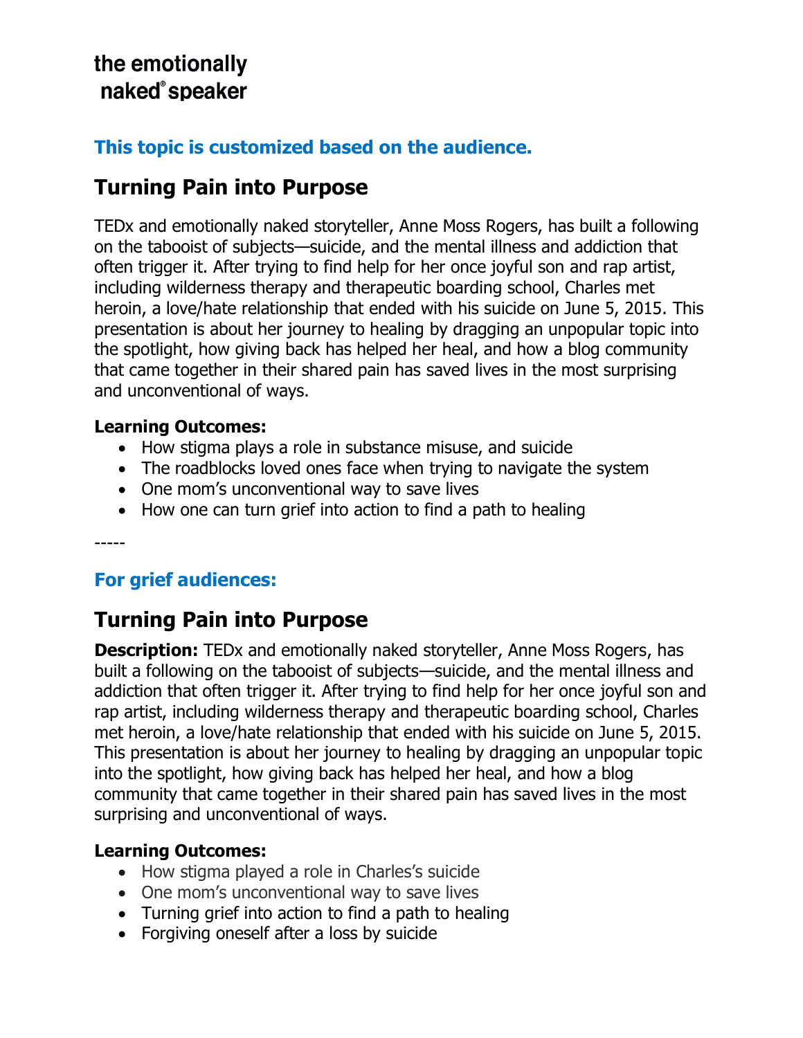the emotionally naked® speaker

### This topic is customized based on the audience.

## Turning Pain into Purpose

TEDx and emotionally naked storyteller, Anne Moss Rogers, has built a following on the tabooist of subjects—suicide, and the mental illness and addiction that often trigger it. After trying to find help for her once joyful son and rap artist, including wilderness therapy and therapeutic boarding school, Charles met heroin, a love/hate relationship that ended with his suicide on June 5, 2015. This presentation is about her journey to healing by dragging an unpopular topic into the spotlight, how giving back has helped her heal, and how a blog community that came together in their shared pain has saved lives in the most surprising and unconventional of ways.

**Learning Outcomes:**

- How stigma plays a role in substance misuse, and suicide
- The roadblocks loved ones face when trying to navigate the system
- One mom's unconventional way to save lives
- How one can turn grief into action to find a path to healing

-----

### For grief audiences:

## Turning Pain into Purpose

**Description:** TEDx and emotionally naked storyteller, Anne Moss Rogers, has built a following on the tabooist of subjects—suicide, and the mental illness and addiction that often trigger it. After trying to find help for her once joyful son and rap artist, including wilderness therapy and therapeutic boarding school, Charles met heroin, a love/hate relationship that ended with his suicide on June 5, 2015. This presentation is about her journey to healing by dragging an unpopular topic into the spotlight, how giving back has helped her heal, and how a blog community that came together in their shared pain has saved lives in the most surprising and unconventional of ways.

**Learning Outcomes:**

- How stigma played a role in Charles's suicide
- One mom's unconventional way to save lives
- Turning grief into action to find a path to healing
- Forgiving oneself after a loss by suicide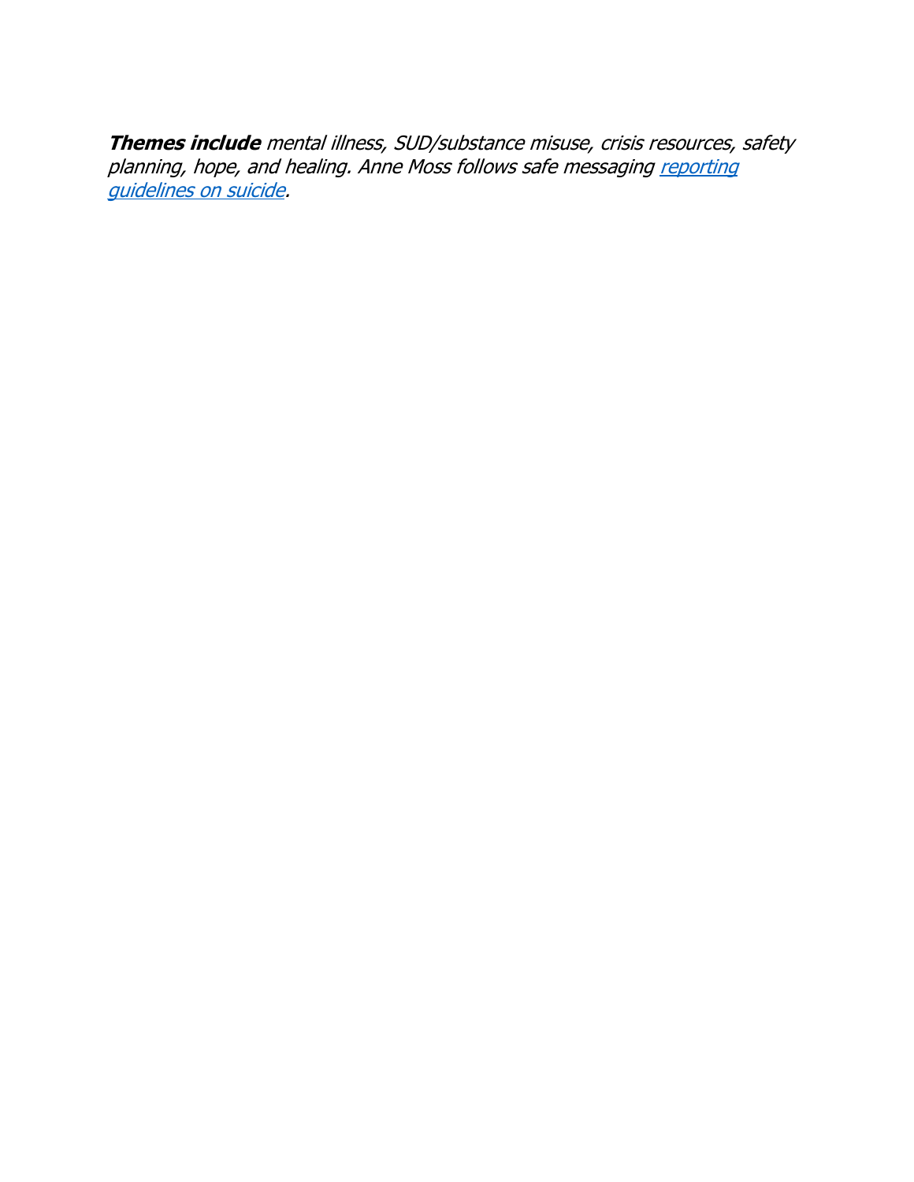***Themes include** mental illness, SUD/substance misuse, crisis resources, safety planning, hope, and healing. Anne Moss follows safe messaging reporting guidelines on suicide.*